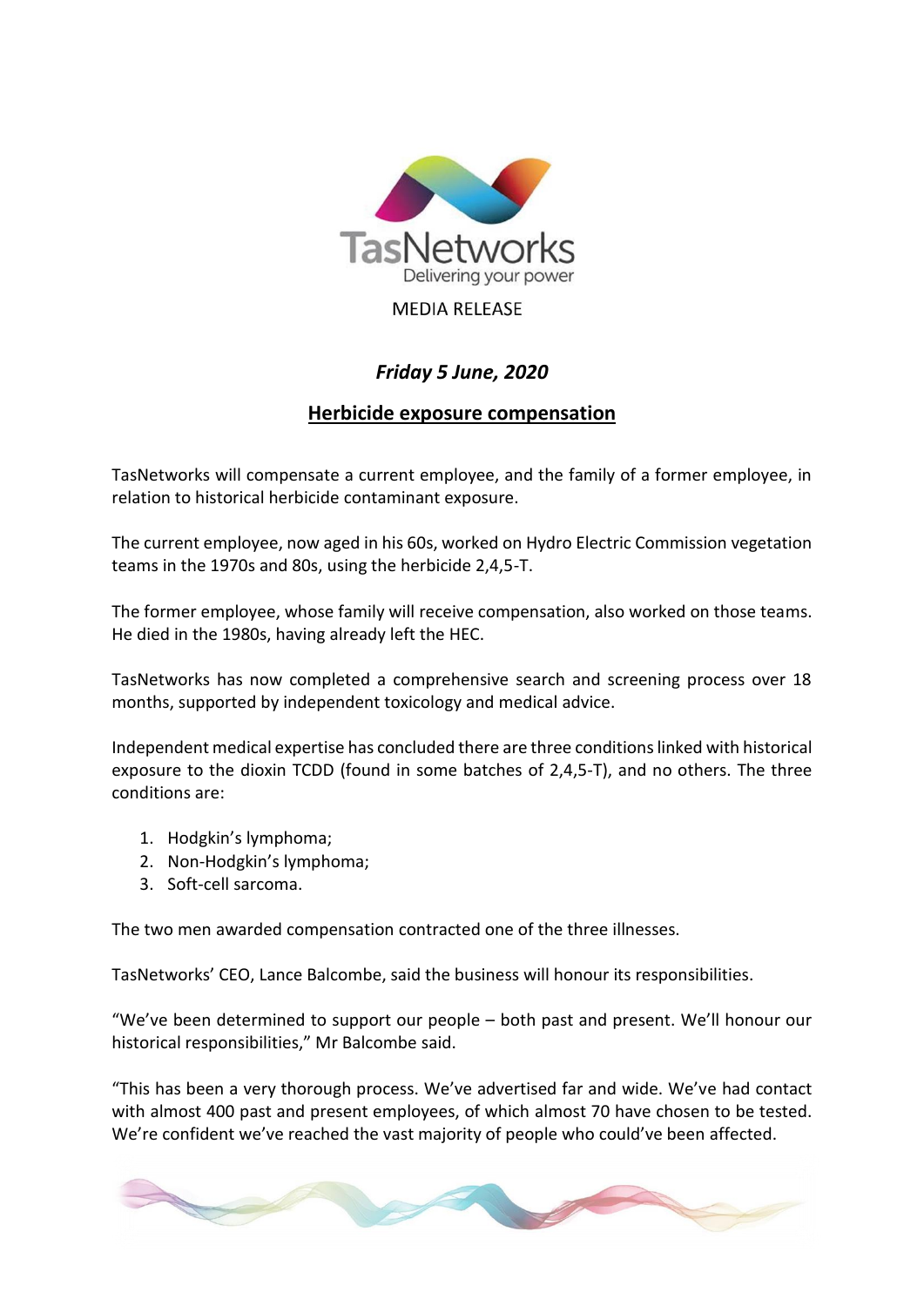TasNetworks

Delivering your power

MEDIA RELEASE

***Friday 5 June, 2020***

## Herbicide exposure compensation

TasNetworks will compensate a current employee, and the family of a former employee, in relation to historical herbicide contaminant exposure.

The current employee, now aged in his 60s, worked on Hydro Electric Commission vegetation teams in the 1970s and 80s, using the herbicide 2,4,5-T.

The former employee, whose family will receive compensation, also worked on those teams. He died in the 1980s, having already left the HEC.

TasNetworks has now completed a comprehensive search and screening process over 18 months, supported by independent toxicology and medical advice.

Independent medical expertise has concluded there are three conditions linked with historical exposure to the dioxin TCDD (found in some batches of 2,4,5-T), and no others. The three conditions are:

1. Hodgkin's lymphoma;
2. Non-Hodgkin's lymphoma;
3. Soft-cell sarcoma.

The two men awarded compensation contracted one of the three illnesses.

TasNetworks' CEO, Lance Balcombe, said the business will honour its responsibilities.

"We've been determined to support our people – both past and present. We'll honour our historical responsibilities," Mr Balcombe said.

"This has been a very thorough process. We've advertised far and wide. We've had contact with almost 400 past and present employees, of which almost 70 have chosen to be tested. We're confident we've reached the vast majority of people who could've been affected.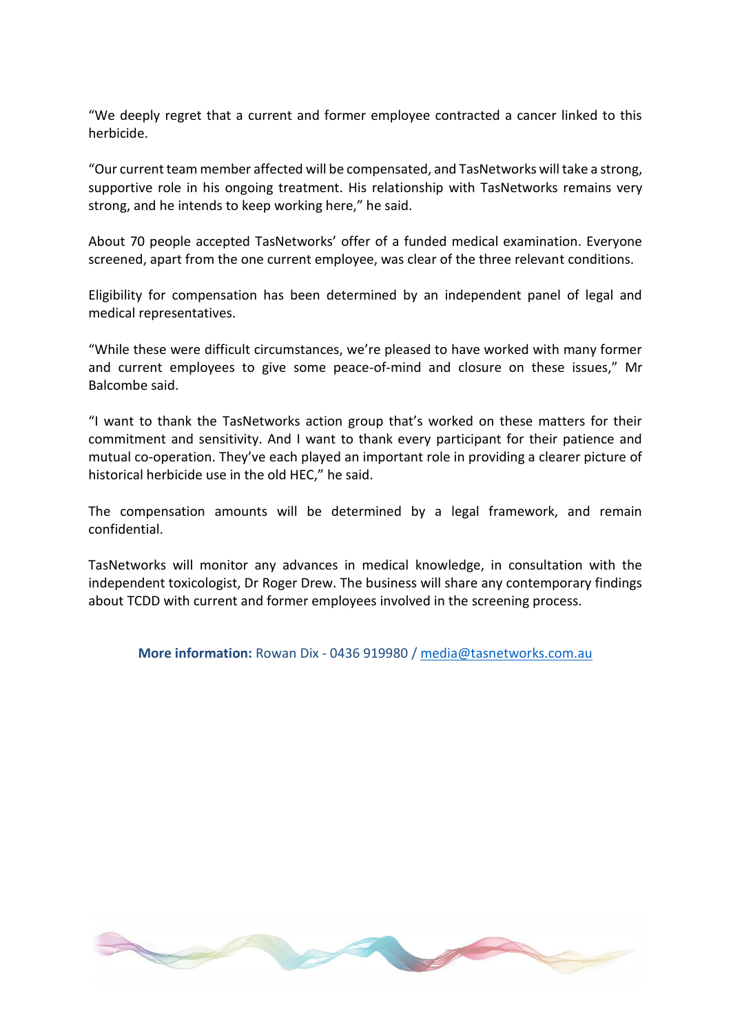“We deeply regret that a current and former employee contracted a cancer linked to this herbicide.

“Our current team member affected will be compensated, and TasNetworks will take a strong, supportive role in his ongoing treatment. His relationship with TasNetworks remains very strong, and he intends to keep working here,” he said.

About 70 people accepted TasNetworks’ offer of a funded medical examination. Everyone screened, apart from the one current employee, was clear of the three relevant conditions.

Eligibility for compensation has been determined by an independent panel of legal and medical representatives.

“While these were difficult circumstances, we’re pleased to have worked with many former and current employees to give some peace-of-mind and closure on these issues,” Mr Balcombe said.

“I want to thank the TasNetworks action group that’s worked on these matters for their commitment and sensitivity. And I want to thank every participant for their patience and mutual co-operation. They’ve each played an important role in providing a clearer picture of historical herbicide use in the old HEC,” he said.

The compensation amounts will be determined by a legal framework, and remain confidential.

TasNetworks will monitor any advances in medical knowledge, in consultation with the independent toxicologist, Dr Roger Drew. The business will share any contemporary findings about TCDD with current and former employees involved in the screening process.

**More information:** Rowan Dix - 0436 919980 / media@tasnetworks.com.au